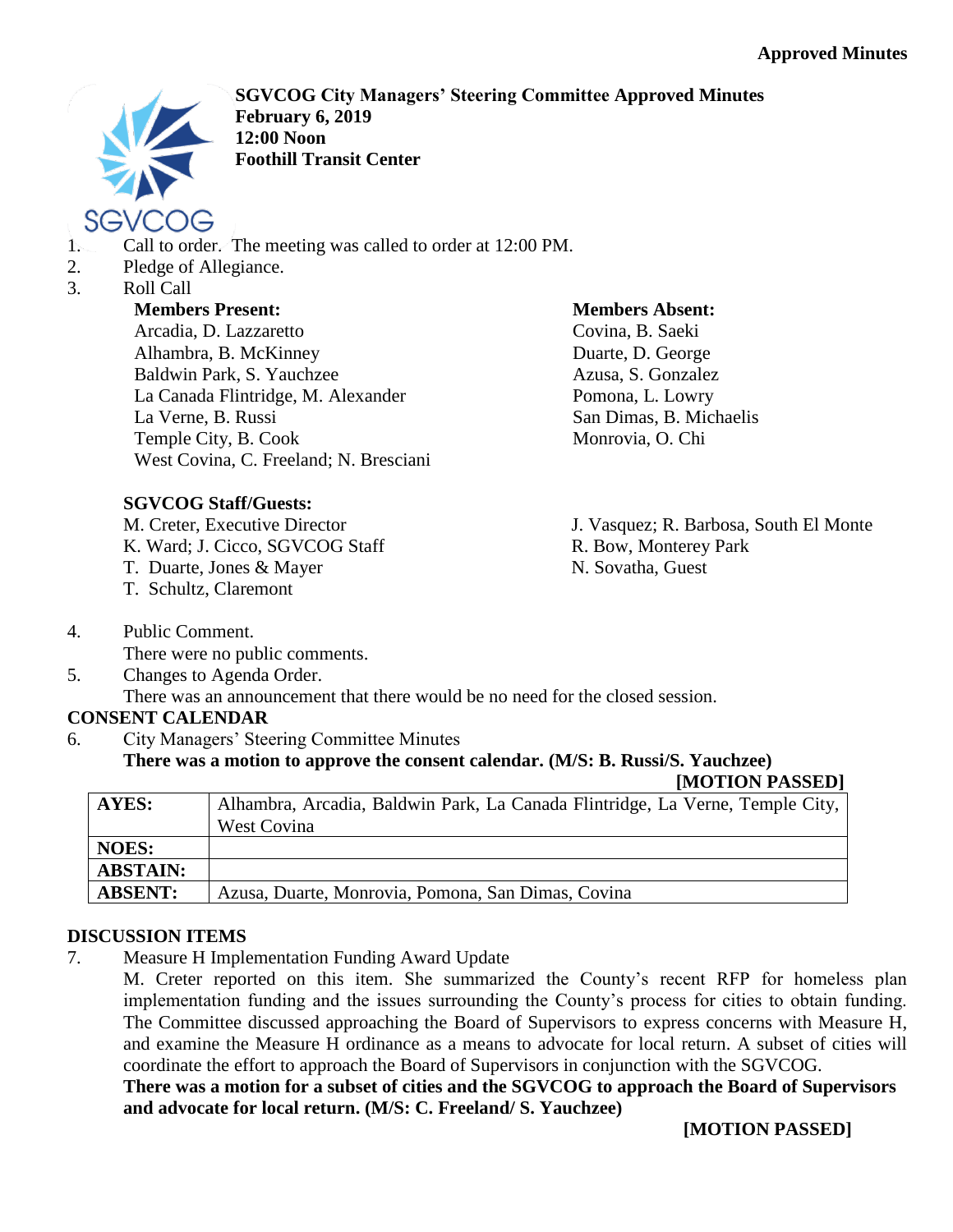**Approved Minutes**

**SGVCOG City Managers' Steering Committee Approved Minutes**
**February 6, 2019**
**12:00 Noon**
**Foothill Transit Center**

1. Call to order. The meeting was called to order at 12:00 PM.
2. Pledge of Allegiance.
3. Roll Call

**Members Present:**
Arcadia, D. Lazzaretto
Alhambra, B. McKinney
Baldwin Park, S. Yauchzee
La Canada Flintridge, M. Alexander
La Verne, B. Russi
Temple City, B. Cook
West Covina, C. Freeland; N. Bresciani

**Members Absent:**
Covina, B. Saeki
Duarte, D. George
Azusa, S. Gonzalez
Pomona, L. Lowry
San Dimas, B. Michaelis
Monrovia, O. Chi

**SGVCOG Staff/Guests:**
M. Creter, Executive Director
K. Ward; J. Cicco, SGVCOG Staff
T. Duarte, Jones & Mayer
T. Schultz, Claremont
J. Vasquez; R. Barbosa, South El Monte
R. Bow, Monterey Park
N. Sovatha, Guest

4. Public Comment.
   There were no public comments.
5. Changes to Agenda Order.
   There was an announcement that there would be no need for the closed session.

**CONSENT CALENDAR**

6. City Managers' Steering Committee Minutes
   **There was a motion to approve the consent calendar. (M/S: B. Russi/S. Yauchzee)**
   **[MOTION PASSED]**

| | |
|---|---|
| **AYES:** | Alhambra, Arcadia, Baldwin Park, La Canada Flintridge, La Verne, Temple City, West Covina |
| **NOES:** | |
| **ABSTAIN:** | |
| **ABSENT:** | Azusa, Duarte, Monrovia, Pomona, San Dimas, Covina |

**DISCUSSION ITEMS**

7. Measure H Implementation Funding Award Update
   M. Creter reported on this item. She summarized the County's recent RFP for homeless plan implementation funding and the issues surrounding the County's process for cities to obtain funding. The Committee discussed approaching the Board of Supervisors to express concerns with Measure H, and examine the Measure H ordinance as a means to advocate for local return. A subset of cities will coordinate the effort to approach the Board of Supervisors in conjunction with the SGVCOG.
   **There was a motion for a subset of cities and the SGVCOG to approach the Board of Supervisors and advocate for local return. (M/S: C. Freeland/ S. Yauchzee)**
   **[MOTION PASSED]**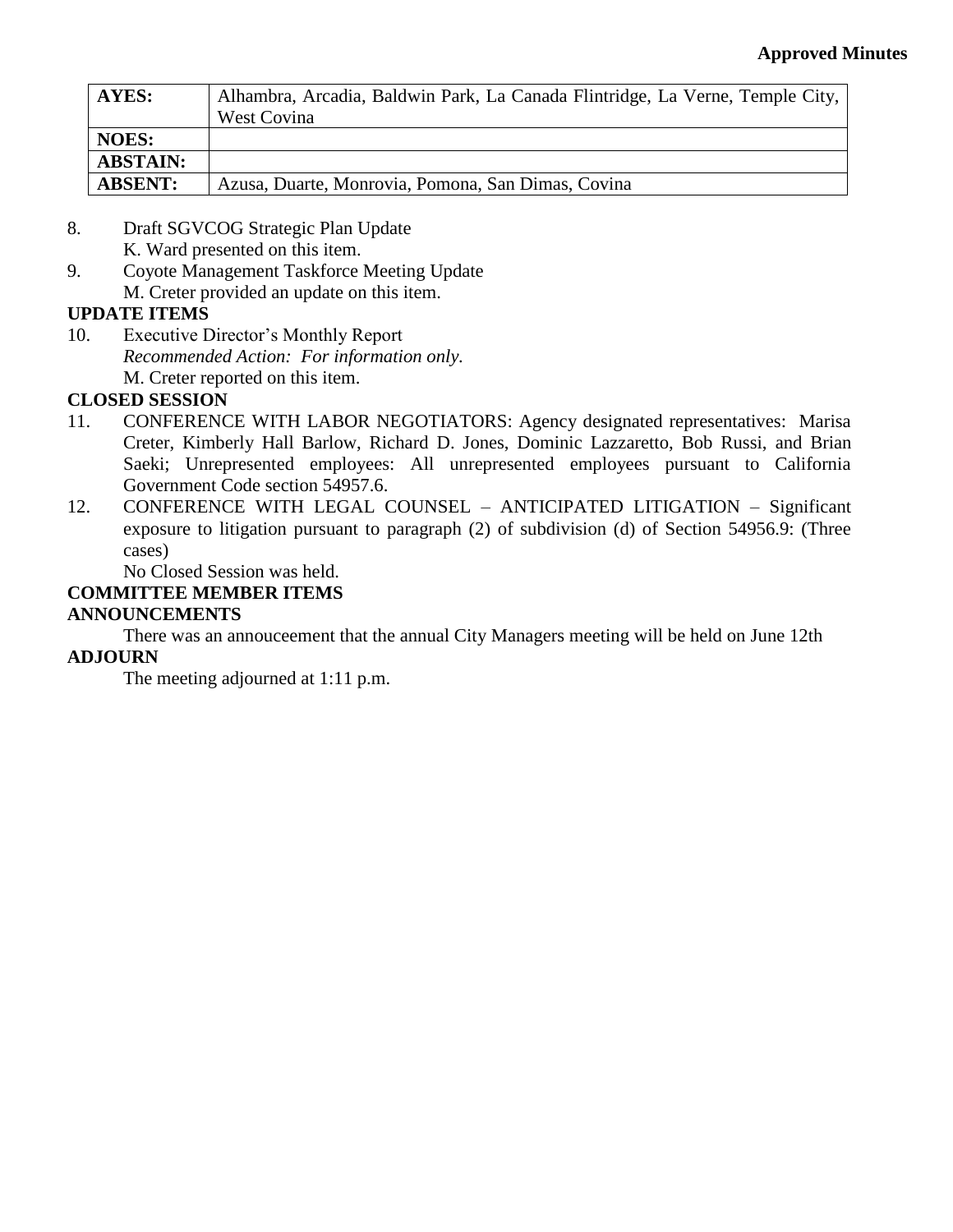**Approved Minutes**

| | |
|---|---|
| **AYES:** | Alhambra, Arcadia, Baldwin Park, La Canada Flintridge, La Verne, Temple City, West Covina |
| **NOES:** | |
| **ABSTAIN:** | |
| **ABSENT:** | Azusa, Duarte, Monrovia, Pomona, San Dimas, Covina |

8. Draft SGVCOG Strategic Plan Update
   K. Ward presented on this item.
9. Coyote Management Taskforce Meeting Update
   M. Creter provided an update on this item.

**UPDATE ITEMS**

10. Executive Director's Monthly Report
    *Recommended Action: For information only.*
    M. Creter reported on this item.

**CLOSED SESSION**

11. CONFERENCE WITH LABOR NEGOTIATORS: Agency designated representatives: Marisa Creter, Kimberly Hall Barlow, Richard D. Jones, Dominic Lazzaretto, Bob Russi, and Brian Saeki; Unrepresented employees: All unrepresented employees pursuant to California Government Code section 54957.6.
12. CONFERENCE WITH LEGAL COUNSEL – ANTICIPATED LITIGATION – Significant exposure to litigation pursuant to paragraph (2) of subdivision (d) of Section 54956.9: (Three cases)
    No Closed Session was held.

**COMMITTEE MEMBER ITEMS**

**ANNOUNCEMENTS**

There was an annouceement that the annual City Managers meeting will be held on June 12th

**ADJOURN**

The meeting adjourned at 1:11 p.m.